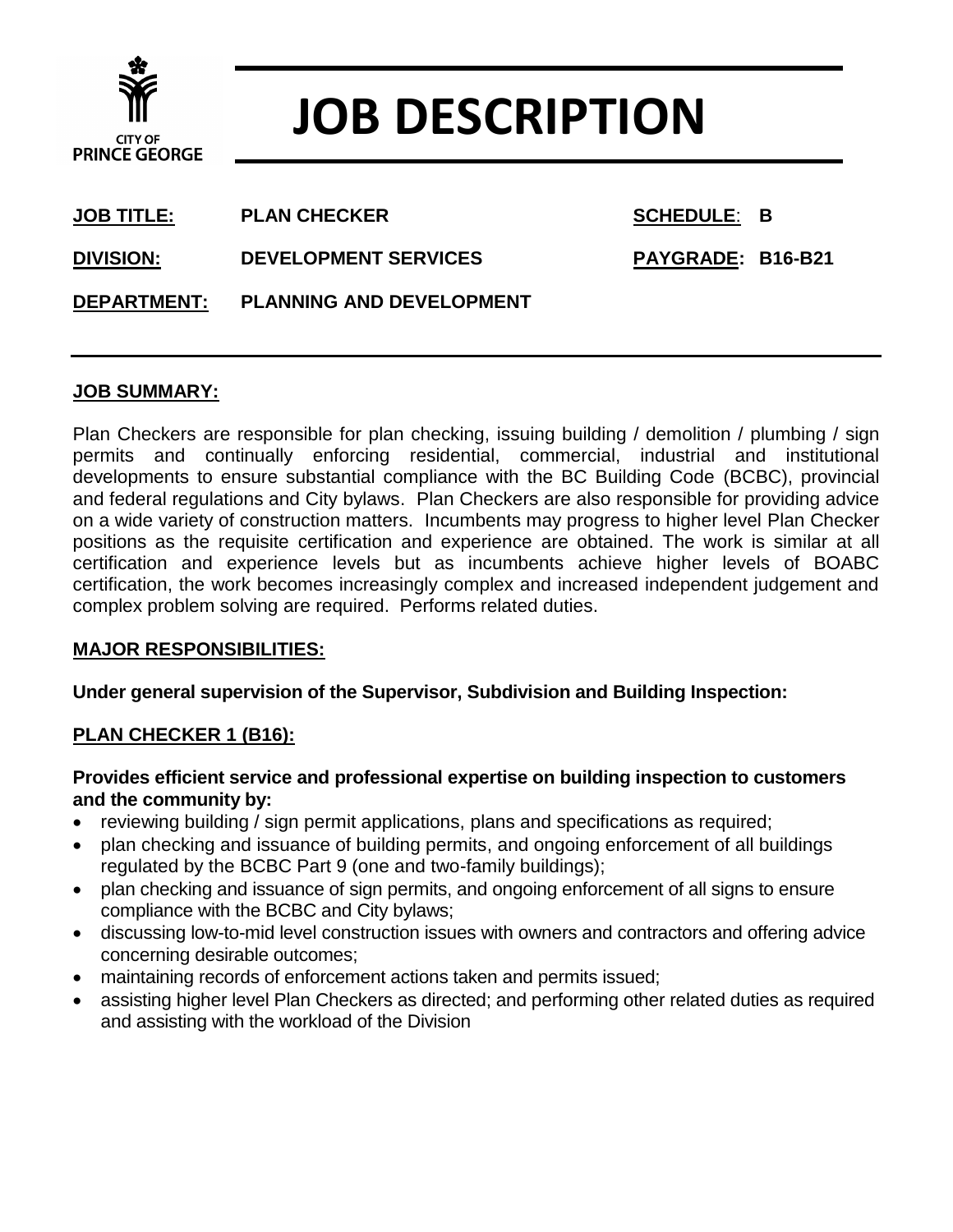CITY OF PRINCE GEORGE

# JOB DESCRIPTION

**JOB TITLE:** PLAN CHECKER **SCHEDULE:** B

**DIVISION:** DEVELOPMENT SERVICES **PAYGRADE:** B16-B21

**DEPARTMENT:** PLANNING AND DEVELOPMENT

## JOB SUMMARY:

Plan Checkers are responsible for plan checking, issuing building / demolition / plumbing / sign permits and continually enforcing residential, commercial, industrial and institutional developments to ensure substantial compliance with the BC Building Code (BCBC), provincial and federal regulations and City bylaws. Plan Checkers are also responsible for providing advice on a wide variety of construction matters. Incumbents may progress to higher level Plan Checker positions as the requisite certification and experience are obtained. The work is similar at all certification and experience levels but as incumbents achieve higher levels of BOABC certification, the work becomes increasingly complex and increased independent judgement and complex problem solving are required. Performs related duties.

## MAJOR RESPONSIBILITIES:

**Under general supervision of the Supervisor, Subdivision and Building Inspection:**

### PLAN CHECKER 1 (B16):

**Provides efficient service and professional expertise on building inspection to customers and the community by:**

- reviewing building / sign permit applications, plans and specifications as required;
- plan checking and issuance of building permits, and ongoing enforcement of all buildings regulated by the BCBC Part 9 (one and two-family buildings);
- plan checking and issuance of sign permits, and ongoing enforcement of all signs to ensure compliance with the BCBC and City bylaws;
- discussing low-to-mid level construction issues with owners and contractors and offering advice concerning desirable outcomes;
- maintaining records of enforcement actions taken and permits issued;
- assisting higher level Plan Checkers as directed; and performing other related duties as required and assisting with the workload of the Division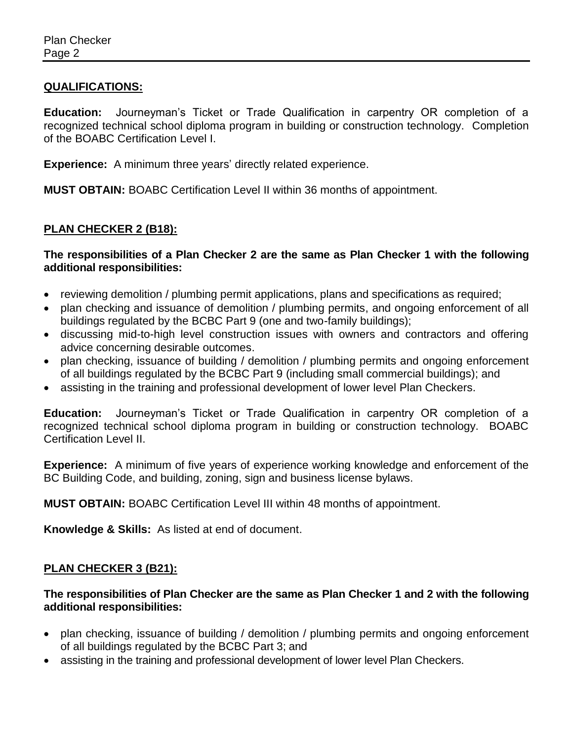## QUALIFICATIONS:

**Education:** Journeyman's Ticket or Trade Qualification in carpentry OR completion of a recognized technical school diploma program in building or construction technology. Completion of the BOABC Certification Level I.

**Experience:** A minimum three years' directly related experience.

**MUST OBTAIN:** BOABC Certification Level II within 36 months of appointment.

## PLAN CHECKER 2 (B18):

**The responsibilities of a Plan Checker 2 are the same as Plan Checker 1 with the following additional responsibilities:**

- reviewing demolition / plumbing permit applications, plans and specifications as required;
- plan checking and issuance of demolition / plumbing permits, and ongoing enforcement of all buildings regulated by the BCBC Part 9 (one and two-family buildings);
- discussing mid-to-high level construction issues with owners and contractors and offering advice concerning desirable outcomes.
- plan checking, issuance of building / demolition / plumbing permits and ongoing enforcement of all buildings regulated by the BCBC Part 9 (including small commercial buildings); and
- assisting in the training and professional development of lower level Plan Checkers.

**Education:** Journeyman's Ticket or Trade Qualification in carpentry OR completion of a recognized technical school diploma program in building or construction technology. BOABC Certification Level II.

**Experience:** A minimum of five years of experience working knowledge and enforcement of the BC Building Code, and building, zoning, sign and business license bylaws.

**MUST OBTAIN:** BOABC Certification Level III within 48 months of appointment.

**Knowledge & Skills:** As listed at end of document.

## PLAN CHECKER 3 (B21):

**The responsibilities of Plan Checker are the same as Plan Checker 1 and 2 with the following additional responsibilities:**

- plan checking, issuance of building / demolition / plumbing permits and ongoing enforcement of all buildings regulated by the BCBC Part 3; and
- assisting in the training and professional development of lower level Plan Checkers.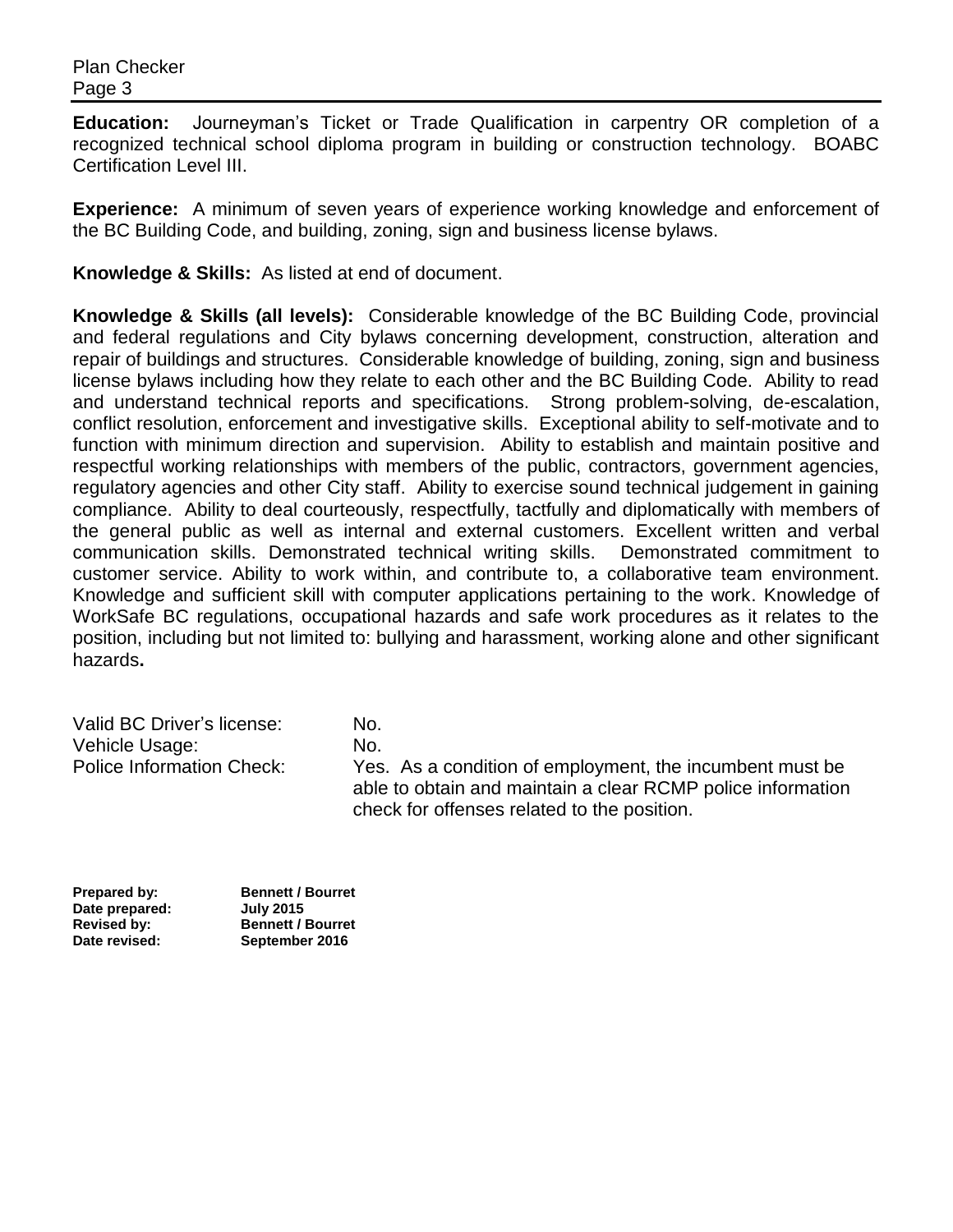**Education:** Journeyman's Ticket or Trade Qualification in carpentry OR completion of a recognized technical school diploma program in building or construction technology. BOABC Certification Level III.

**Experience:** A minimum of seven years of experience working knowledge and enforcement of the BC Building Code, and building, zoning, sign and business license bylaws.

**Knowledge & Skills:** As listed at end of document.

**Knowledge & Skills (all levels):** Considerable knowledge of the BC Building Code, provincial and federal regulations and City bylaws concerning development, construction, alteration and repair of buildings and structures. Considerable knowledge of building, zoning, sign and business license bylaws including how they relate to each other and the BC Building Code. Ability to read and understand technical reports and specifications. Strong problem-solving, de-escalation, conflict resolution, enforcement and investigative skills. Exceptional ability to self-motivate and to function with minimum direction and supervision. Ability to establish and maintain positive and respectful working relationships with members of the public, contractors, government agencies, regulatory agencies and other City staff. Ability to exercise sound technical judgement in gaining compliance. Ability to deal courteously, respectfully, tactfully and diplomatically with members of the general public as well as internal and external customers. Excellent written and verbal communication skills. Demonstrated technical writing skills. Demonstrated commitment to customer service. Ability to work within, and contribute to, a collaborative team environment. Knowledge and sufficient skill with computer applications pertaining to the work. Knowledge of WorkSafe BC regulations, occupational hazards and safe work procedures as it relates to the position, including but not limited to: bullying and harassment, working alone and other significant hazards**.**

| | |
|---|---|
| Valid BC Driver's license: | No. |
| Vehicle Usage: | No. |
| Police Information Check: | Yes. As a condition of employment, the incumbent must be able to obtain and maintain a clear RCMP police information check for offenses related to the position. |

| | |
|---|---|
| **Prepared by:** | **Bennett / Bourret** |
| **Date prepared:** | **July 2015** |
| **Revised by:** | **Bennett / Bourret** |
| **Date revised:** | **September 2016** |